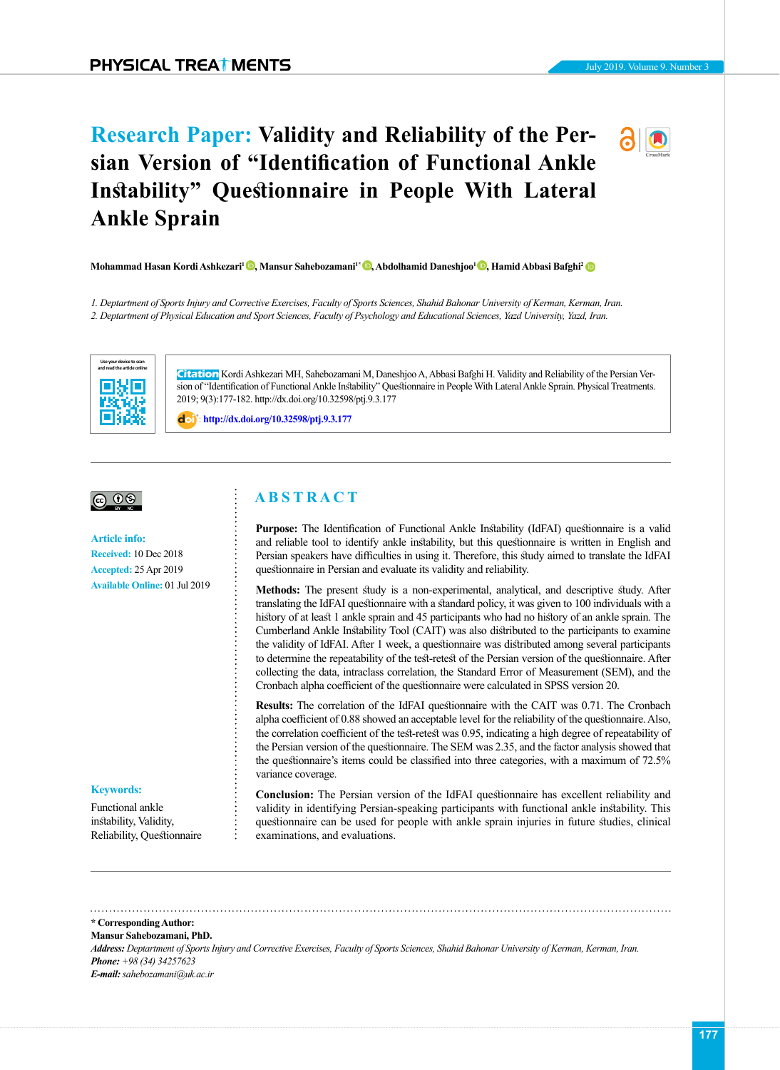# Research Paper: Validity and Reliability of the Persian Version of "Identification of Functional Ankle Instability" Questionnaire in People With Lateral Ankle Sprain

**Mohammad Hasan Kordi Ashkezari[1], Mansur Sahebozamani[1*], Abdolhamid Daneshjoo[1], Hamid Abbasi Bafghi[2]**

*1. Deptartment of Sports Injury and Corrective Exercises, Faculty of Sports Sciences, Shahid Bahonar University of Kerman, Kerman, Iran.*
*2. Deptartment of Physical Education and Sport Sciences, Faculty of Psychology and Educational Sciences, Yazd University, Yazd, Iran.*

**Citation** Kordi Ashkezari MH, Sahebozamani M, Daneshjoo A, Abbasi Bafghi H. Validity and Reliability of the Persian Version of "Identification of Functional Ankle Instability" Questionnaire in People With Lateral Ankle Sprain. Physical Treatments. 2019; 9(3):177-182. http://dx.doi.org/10.32598/ptj.9.3.177

http://dx.doi.org/10.32598/ptj.9.3.177

**Article info:**
**Received:** 10 Dec 2018
**Accepted:** 25 Apr 2019
**Available Online:** 01 Jul 2019

**Keywords:**
Functional ankle instability, Validity, Reliability, Questionnaire

## ABSTRACT

**Purpose:** The Identification of Functional Ankle Instability (IdFAI) questionnaire is a valid and reliable tool to identify ankle instability, but this questionnaire is written in English and Persian speakers have difficulties in using it. Therefore, this study aimed to translate the IdFAI questionnaire in Persian and evaluate its validity and reliability.

**Methods:** The present study is a non-experimental, analytical, and descriptive study. After translating the IdFAI questionnaire with a standard policy, it was given to 100 individuals with a history of at least 1 ankle sprain and 45 participants who had no history of an ankle sprain. The Cumberland Ankle Instability Tool (CAIT) was also distributed to the participants to examine the validity of IdFAI. After 1 week, a questionnaire was distributed among several participants to determine the repeatability of the test-retest of the Persian version of the questionnaire. After collecting the data, intraclass correlation, the Standard Error of Measurement (SEM), and the Cronbach alpha coefficient of the questionnaire were calculated in SPSS version 20.

**Results:** The correlation of the IdFAI questionnaire with the CAIT was 0.71. The Cronbach alpha coefficient of 0.88 showed an acceptable level for the reliability of the questionnaire. Also, the correlation coefficient of the test-retest was 0.95, indicating a high degree of repeatability of the Persian version of the questionnaire. The SEM was 2.35, and the factor analysis showed that the questionnaire's items could be classified into three categories, with a maximum of 72.5% variance coverage.

**Conclusion:** The Persian version of the IdFAI questionnaire has excellent reliability and validity in identifying Persian-speaking participants with functional ankle instability. This questionnaire can be used for people with ankle sprain injuries in future studies, clinical examinations, and evaluations.

**\* Corresponding Author:**
**Mansur Sahebozamani, PhD.**
***Address:*** *Deptartment of Sports Injury and Corrective Exercises, Faculty of Sports Sciences, Shahid Bahonar University of Kerman, Kerman, Iran.*
***Phone:*** *+98 (34) 34257623*
***E-mail:*** *sahebozamani@uk.ac.ir*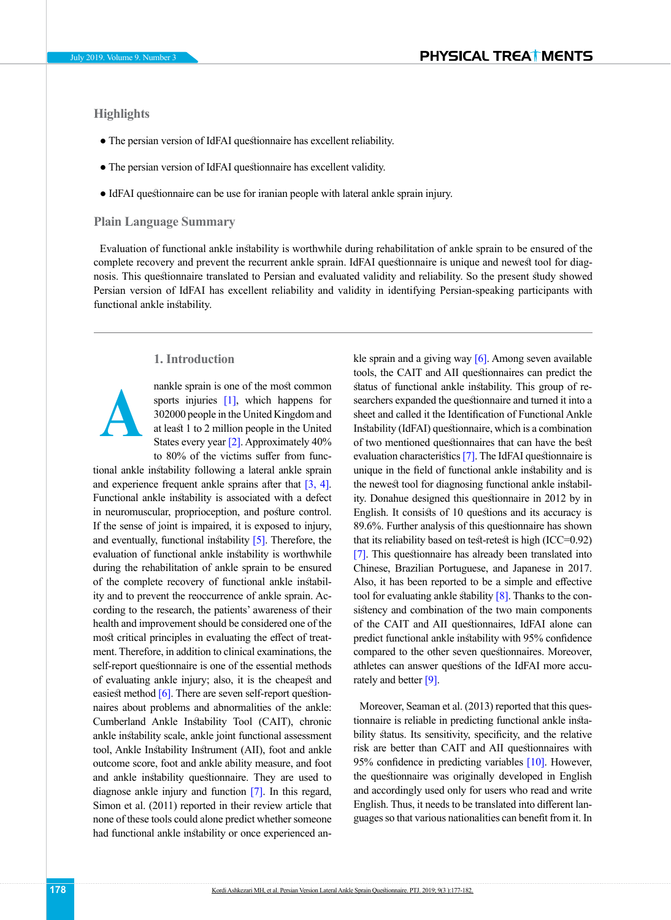## Highlights

- The persian version of IdFAI questionnaire has excellent reliability.
- The persian version of IdFAI questionnaire has excellent validity.
- IdFAI questionnaire can be use for iranian people with lateral ankle sprain injury.

## Plain Language Summary

Evaluation of functional ankle instability is worthwhile during rehabilitation of ankle sprain to be ensured of the complete recovery and prevent the recurrent ankle sprain. IdFAI questionnaire is unique and newest tool for diagnosis. This questionnaire translated to Persian and evaluated validity and reliability. So the present study showed Persian version of IdFAI has excellent reliability and validity in identifying Persian-speaking participants with functional ankle instability.

---

## 1. Introduction

A nankle sprain is one of the most common sports injuries [1], which happens for 302000 people in the United Kingdom and at least 1 to 2 million people in the United States every year [2]. Approximately 40% to 80% of the victims suffer from functional ankle instability following a lateral ankle sprain and experience frequent ankle sprains after that [3, 4]. Functional ankle instability is associated with a defect in neuromuscular, proprioception, and posture control. If the sense of joint is impaired, it is exposed to injury, and eventually, functional instability [5]. Therefore, the evaluation of functional ankle instability is worthwhile during the rehabilitation of ankle sprain to be ensured of the complete recovery of functional ankle instability and to prevent the reoccurrence of ankle sprain. According to the research, the patients' awareness of their health and improvement should be considered one of the most critical principles in evaluating the effect of treatment. Therefore, in addition to clinical examinations, the self-report questionnaire is one of the essential methods of evaluating ankle injury; also, it is the cheapest and easiest method [6]. There are seven self-report questionnaires about problems and abnormalities of the ankle: Cumberland Ankle Instability Tool (CAIT), chronic ankle instability scale, ankle joint functional assessment tool, Ankle Instability Instrument (AII), foot and ankle outcome score, foot and ankle ability measure, and foot and ankle instability questionnaire. They are used to diagnose ankle injury and function [7]. In this regard, Simon et al. (2011) reported in their review article that none of these tools could alone predict whether someone had functional ankle instability or once experienced ankle sprain and a giving way [6]. Among seven available tools, the CAIT and AII questionnaires can predict the status of functional ankle instability. This group of researchers expanded the questionnaire and turned it into a sheet and called it the Identification of Functional Ankle Instability (IdFAI) questionnaire, which is a combination of two mentioned questionnaires that can have the best evaluation characteristics [7]. The IdFAI questionnaire is unique in the field of functional ankle instability and is the newest tool for diagnosing functional ankle instability. Donahue designed this questionnaire in 2012 by in English. It consists of 10 questions and its accuracy is 89.6%. Further analysis of this questionnaire has shown that its reliability based on test-retest is high (ICC=0.92) [7]. This questionnaire has already been translated into Chinese, Brazilian Portuguese, and Japanese in 2017. Also, it has been reported to be a simple and effective tool for evaluating ankle stability [8]. Thanks to the consistency and combination of the two main components of the CAIT and AII questionnaires, IdFAI alone can predict functional ankle instability with 95% confidence compared to the other seven questionnaires. Moreover, athletes can answer questions of the IdFAI more accurately and better [9].

Moreover, Seaman et al. (2013) reported that this questionnaire is reliable in predicting functional ankle instability status. Its sensitivity, specificity, and the relative risk are better than CAIT and AII questionnaires with 95% confidence in predicting variables [10]. However, the questionnaire was originally developed in English and accordingly used only for users who read and write English. Thus, it needs to be translated into different languages so that various nationalities can benefit from it. In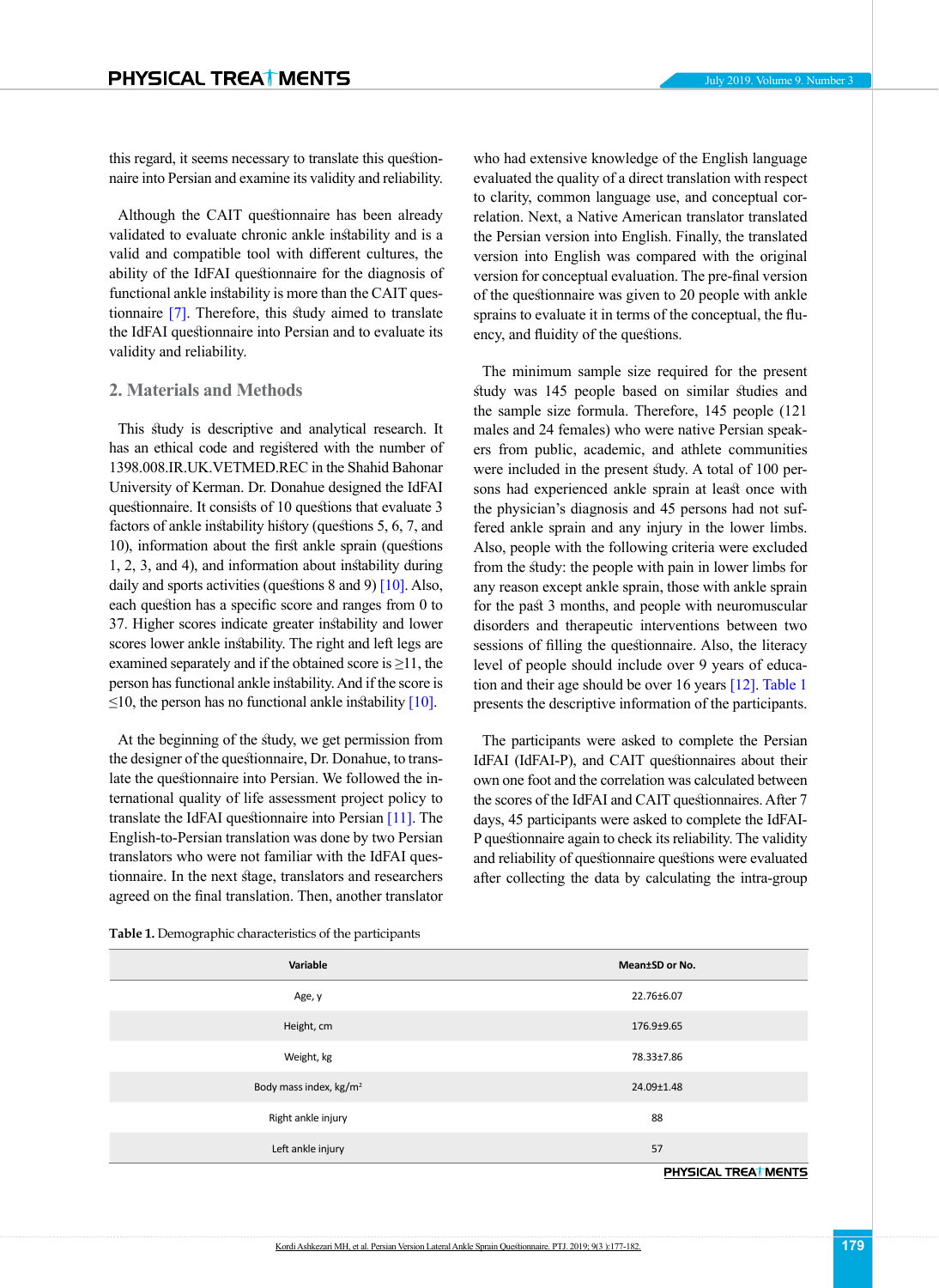this regard, it seems necessary to translate this questionnaire into Persian and examine its validity and reliability.

Although the CAIT questionnaire has been already validated to evaluate chronic ankle instability and is a valid and compatible tool with different cultures, the ability of the IdFAI questionnaire for the diagnosis of functional ankle instability is more than the CAIT questionnaire [7]. Therefore, this study aimed to translate the IdFAI questionnaire into Persian and to evaluate its validity and reliability.

## 2. Materials and Methods

This study is descriptive and analytical research. It has an ethical code and registered with the number of 1398.008.IR.UK.VETMED.REC in the Shahid Bahonar University of Kerman. Dr. Donahue designed the IdFAI questionnaire. It consists of 10 questions that evaluate 3 factors of ankle instability history (questions 5, 6, 7, and 10), information about the first ankle sprain (questions 1, 2, 3, and 4), and information about instability during daily and sports activities (questions 8 and 9) [10]. Also, each question has a specific score and ranges from 0 to 37. Higher scores indicate greater instability and lower scores lower ankle instability. The right and left legs are examined separately and if the obtained score is ≥11, the person has functional ankle instability. And if the score is ≤10, the person has no functional ankle instability [10].

At the beginning of the study, we get permission from the designer of the questionnaire, Dr. Donahue, to translate the questionnaire into Persian. We followed the international quality of life assessment project policy to translate the IdFAI questionnaire into Persian [11]. The English-to-Persian translation was done by two Persian translators who were not familiar with the IdFAI questionnaire. In the next stage, translators and researchers agreed on the final translation. Then, another translator who had extensive knowledge of the English language evaluated the quality of a direct translation with respect to clarity, common language use, and conceptual correlation. Next, a Native American translator translated the Persian version into English. Finally, the translated version into English was compared with the original version for conceptual evaluation. The pre-final version of the questionnaire was given to 20 people with ankle sprains to evaluate it in terms of the conceptual, the fluency, and fluidity of the questions.

The minimum sample size required for the present study was 145 people based on similar studies and the sample size formula. Therefore, 145 people (121 males and 24 females) who were native Persian speakers from public, academic, and athlete communities were included in the present study. A total of 100 persons had experienced ankle sprain at least once with the physician's diagnosis and 45 persons had not suffered ankle sprain and any injury in the lower limbs. Also, people with the following criteria were excluded from the study: the people with pain in lower limbs for any reason except ankle sprain, those with ankle sprain for the past 3 months, and people with neuromuscular disorders and therapeutic interventions between two sessions of filling the questionnaire. Also, the literacy level of people should include over 9 years of education and their age should be over 16 years [12]. Table 1 presents the descriptive information of the participants.

The participants were asked to complete the Persian IdFAI (IdFAI-P), and CAIT questionnaires about their own one foot and the correlation was calculated between the scores of the IdFAI and CAIT questionnaires. After 7 days, 45 participants were asked to complete the IdFAI-P questionnaire again to check its reliability. The validity and reliability of questionnaire questions were evaluated after collecting the data by calculating the intra-group

**Table 1.** Demographic characteristics of the participants

| Variable | Mean±SD or No. |
|---|---|
| Age, y | 22.76±6.07 |
| Height, cm | 176.9±9.65 |
| Weight, kg | 78.33±7.86 |
| Body mass index, kg/m$^2$ | 24.09±1.48 |
| Right ankle injury | 88 |
| Left ankle injury | 57 |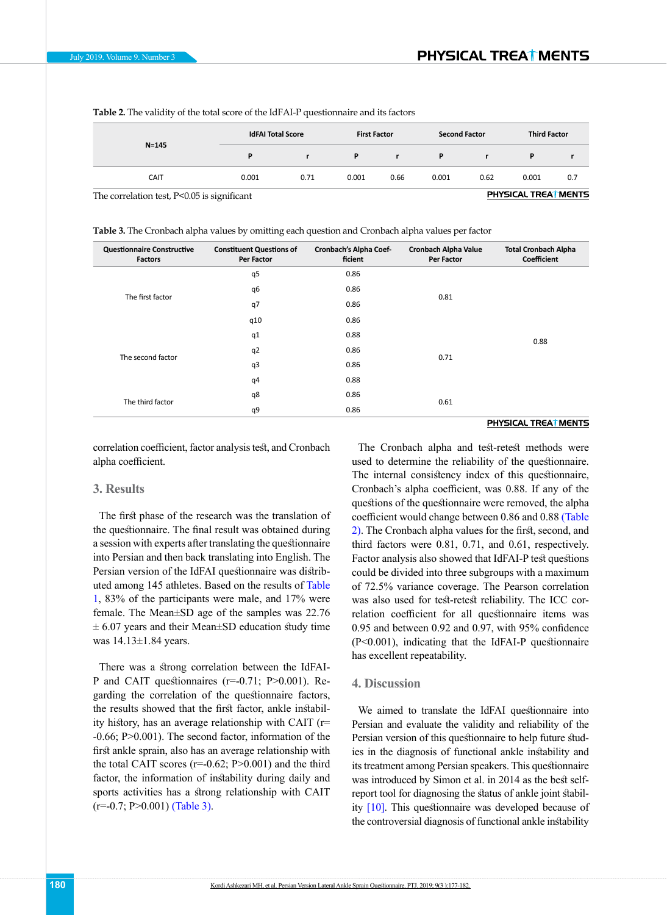**Table 2.** The validity of the total score of the IdFAI-P questionnaire and its factors

| N=145 | IdFAI Total Score | | First Factor | | Second Factor | | Third Factor | |
|---|---|---|---|---|---|---|---|---|
| | P | r | P | r | P | r | P | r |
| CAIT | 0.001 | 0.71 | 0.001 | 0.66 | 0.001 | 0.62 | 0.001 | 0.7 |

The correlation test, P<0.05 is significant

**Table 3.** The Cronbach alpha values by omitting each question and Cronbach alpha values per factor

| Questionnaire Constructive Factors | Constituent Questions of Per Factor | Cronbach's Alpha Coefficient | Cronbach Alpha Value Per Factor | Total Cronbach Alpha Coefficient |
|---|---|---|---|---|
| The first factor | q5 | 0.86 | 0.81 | 0.88 |
| | q6 | 0.86 | | |
| | q7 | 0.86 | | |
| | q10 | 0.86 | | |
| The second factor | q1 | 0.88 | 0.71 | |
| | q2 | 0.86 | | |
| | q3 | 0.86 | | |
| | q4 | 0.88 | | |
| The third factor | q8 | 0.86 | 0.61 | |
| | q9 | 0.86 | | |

correlation coefficient, factor analysis test, and Cronbach alpha coefficient.

## 3. Results

The first phase of the research was the translation of the questionnaire. The final result was obtained during a session with experts after translating the questionnaire into Persian and then back translating into English. The Persian version of the IdFAI questionnaire was distributed among 145 athletes. Based on the results of Table 1, 83% of the participants were male, and 17% were female. The Mean±SD age of the samples was 22.76 ± 6.07 years and their Mean±SD education study time was 14.13±1.84 years.

There was a strong correlation between the IdFAI-P and CAIT questionnaires (r=-0.71; P>0.001). Regarding the correlation of the questionnaire factors, the results showed that the first factor, ankle instability history, has an average relationship with CAIT (r= -0.66; P>0.001). The second factor, information of the first ankle sprain, also has an average relationship with the total CAIT scores (r=-0.62; P>0.001) and the third factor, the information of instability during daily and sports activities has a strong relationship with CAIT (r=-0.7; P>0.001) (Table 3).

The Cronbach alpha and test-retest methods were used to determine the reliability of the questionnaire. The internal consistency index of this questionnaire, Cronbach's alpha coefficient, was 0.88. If any of the questions of the questionnaire were removed, the alpha coefficient would change between 0.86 and 0.88 (Table 2). The Cronbach alpha values for the first, second, and third factors were 0.81, 0.71, and 0.61, respectively. Factor analysis also showed that IdFAI-P test questions could be divided into three subgroups with a maximum of 72.5% variance coverage. The Pearson correlation was also used for test-retest reliability. The ICC correlation coefficient for all questionnaire items was 0.95 and between 0.92 and 0.97, with 95% confidence (P<0.001), indicating that the IdFAI-P questionnaire has excellent repeatability.

## 4. Discussion

We aimed to translate the IdFAI questionnaire into Persian and evaluate the validity and reliability of the Persian version of this questionnaire to help future studies in the diagnosis of functional ankle instability and its treatment among Persian speakers. This questionnaire was introduced by Simon et al. in 2014 as the best self-report tool for diagnosing the status of ankle joint stability [10]. This questionnaire was developed because of the controversial diagnosis of functional ankle instability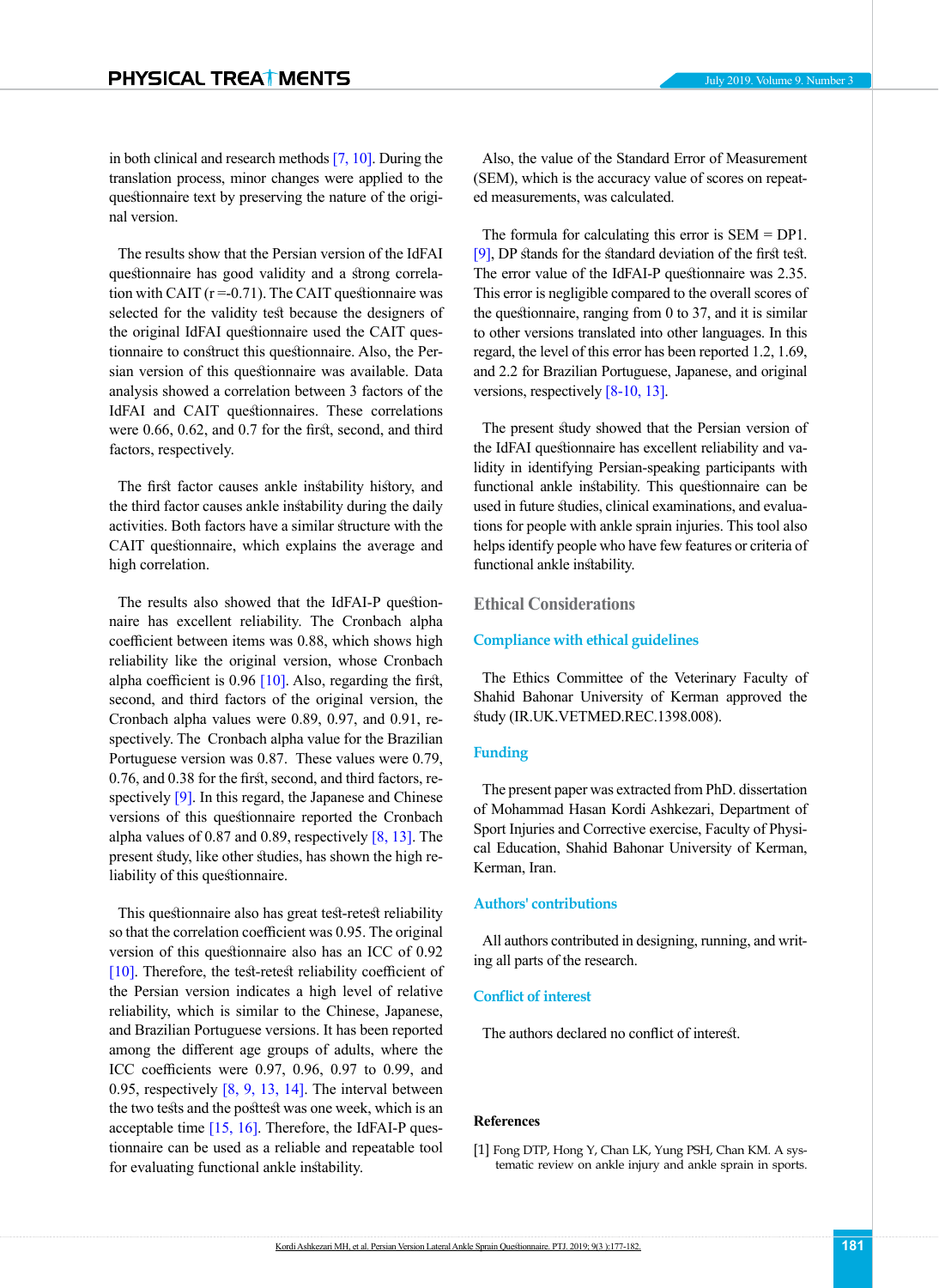in both clinical and research methods [7, 10]. During the translation process, minor changes were applied to the questionnaire text by preserving the nature of the original version.

The results show that the Persian version of the IdFAI questionnaire has good validity and a strong correlation with CAIT (r =-0.71). The CAIT questionnaire was selected for the validity test because the designers of the original IdFAI questionnaire used the CAIT questionnaire to construct this questionnaire. Also, the Persian version of this questionnaire was available. Data analysis showed a correlation between 3 factors of the IdFAI and CAIT questionnaires. These correlations were 0.66, 0.62, and 0.7 for the first, second, and third factors, respectively.

The first factor causes ankle instability history, and the third factor causes ankle instability during the daily activities. Both factors have a similar structure with the CAIT questionnaire, which explains the average and high correlation.

The results also showed that the IdFAI-P questionnaire has excellent reliability. The Cronbach alpha coefficient between items was 0.88, which shows high reliability like the original version, whose Cronbach alpha coefficient is 0.96 [10]. Also, regarding the first, second, and third factors of the original version, the Cronbach alpha values were 0.89, 0.97, and 0.91, respectively. The Cronbach alpha value for the Brazilian Portuguese version was 0.87. These values were 0.79, 0.76, and 0.38 for the first, second, and third factors, respectively [9]. In this regard, the Japanese and Chinese versions of this questionnaire reported the Cronbach alpha values of 0.87 and 0.89, respectively [8, 13]. The present study, like other studies, has shown the high reliability of this questionnaire.

This questionnaire also has great test-retest reliability so that the correlation coefficient was 0.95. The original version of this questionnaire also has an ICC of 0.92 [10]. Therefore, the test-retest reliability coefficient of the Persian version indicates a high level of relative reliability, which is similar to the Chinese, Japanese, and Brazilian Portuguese versions. It has been reported among the different age groups of adults, where the ICC coefficients were 0.97, 0.96, 0.97 to 0.99, and 0.95, respectively [8, 9, 13, 14]. The interval between the two tests and the posttest was one week, which is an acceptable time [15, 16]. Therefore, the IdFAI-P questionnaire can be used as a reliable and repeatable tool for evaluating functional ankle instability.

Also, the value of the Standard Error of Measurement (SEM), which is the accuracy value of scores on repeated measurements, was calculated.

The formula for calculating this error is SEM = DP1. [9], DP stands for the standard deviation of the first test. The error value of the IdFAI-P questionnaire was 2.35. This error is negligible compared to the overall scores of the questionnaire, ranging from 0 to 37, and it is similar to other versions translated into other languages. In this regard, the level of this error has been reported 1.2, 1.69, and 2.2 for Brazilian Portuguese, Japanese, and original versions, respectively [8-10, 13].

The present study showed that the Persian version of the IdFAI questionnaire has excellent reliability and validity in identifying Persian-speaking participants with functional ankle instability. This questionnaire can be used in future studies, clinical examinations, and evaluations for people with ankle sprain injuries. This tool also helps identify people who have few features or criteria of functional ankle instability.

## Ethical Considerations

### Compliance with ethical guidelines

The Ethics Committee of the Veterinary Faculty of Shahid Bahonar University of Kerman approved the study (IR.UK.VETMED.REC.1398.008).

### Funding

The present paper was extracted from PhD. dissertation of Mohammad Hasan Kordi Ashkezari, Department of Sport Injuries and Corrective exercise, Faculty of Physical Education, Shahid Bahonar University of Kerman, Kerman, Iran.

### Authors' contributions

All authors contributed in designing, running, and writing all parts of the research.

### Conflict of interest

The authors declared no conflict of interest.

## References

[1] Fong DTP, Hong Y, Chan LK, Yung PSH, Chan KM. A systematic review on ankle injury and ankle sprain in sports.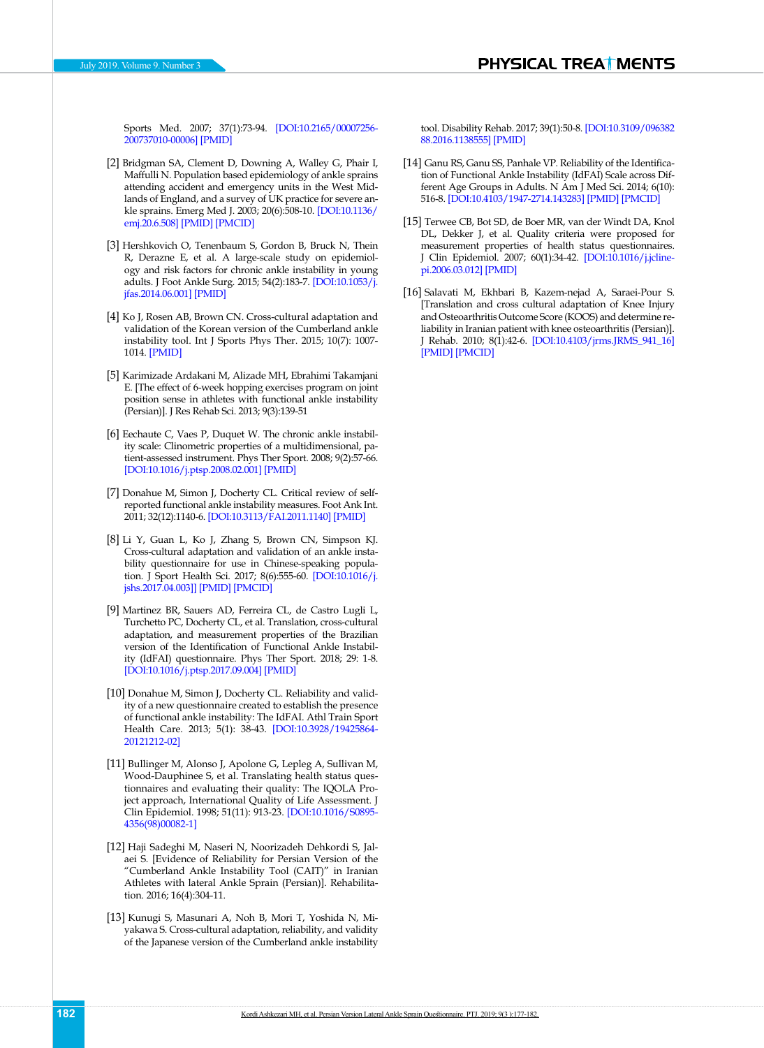Sports Med. 2007; 37(1):73-94. [DOI:10.2165/00007256-200737010-00006] [PMID]

[2] Bridgman SA, Clement D, Downing A, Walley G, Phair I, Maffulli N. Population based epidemiology of ankle sprains attending accident and emergency units in the West Midlands of England, and a survey of UK practice for severe ankle sprains. Emerg Med J. 2003; 20(6):508-10. [DOI:10.1136/emj.20.6.508] [PMID] [PMCID]

[3] Hershkovich O, Tenenbaum S, Gordon B, Bruck N, Thein R, Derazne E, et al. A large-scale study on epidemiology and risk factors for chronic ankle instability in young adults. J Foot Ankle Surg. 2015; 54(2):183-7. [DOI:10.1053/j.jfas.2014.06.001] [PMID]

[4] Ko J, Rosen AB, Brown CN. Cross-cultural adaptation and validation of the Korean version of the Cumberland ankle instability tool. Int J Sports Phys Ther. 2015; 10(7): 1007-1014. [PMID]

[5] Karimizade Ardakani M, Alizade MH, Ebrahimi Takamjani E. [The effect of 6-week hopping exercises program on joint position sense in athletes with functional ankle instability (Persian)]. J Res Rehab Sci. 2013; 9(3):139-51

[6] Eechaute C, Vaes P, Duquet W. The chronic ankle instability scale: Clinometric properties of a multidimensional, patient-assessed instrument. Phys Ther Sport. 2008; 9(2):57-66. [DOI:10.1016/j.ptsp.2008.02.001] [PMID]

[7] Donahue M, Simon J, Docherty CL. Critical review of self-reported functional ankle instability measures. Foot Ank Int. 2011; 32(12):1140-6. [DOI:10.3113/FAI.2011.1140] [PMID]

[8] Li Y, Guan L, Ko J, Zhang S, Brown CN, Simpson KJ. Cross-cultural adaptation and validation of an ankle instability questionnaire for use in Chinese-speaking population. J Sport Health Sci. 2017; 8(6):555-60. [DOI:10.1016/j.jshs.2017.04.003]] [PMID] [PMCID]

[9] Martinez BR, Sauers AD, Ferreira CL, de Castro Lugli L, Turchetto PC, Docherty CL, et al. Translation, cross-cultural adaptation, and measurement properties of the Brazilian version of the Identification of Functional Ankle Instability (IdFAI) questionnaire. Phys Ther Sport. 2018; 29: 1-8. [DOI:10.1016/j.ptsp.2017.09.004] [PMID]

[10] Donahue M, Simon J, Docherty CL. Reliability and validity of a new questionnaire created to establish the presence of functional ankle instability: The IdFAI. Athl Train Sport Health Care. 2013; 5(1): 38-43. [DOI:10.3928/19425864-20121212-02]

[11] Bullinger M, Alonso J, Apolone G, Lepleg A, Sullivan M, Wood-Dauphinee S, et al. Translating health status questionnaires and evaluating their quality: The IQOLA Project approach, International Quality of Life Assessment. J Clin Epidemiol. 1998; 51(11): 913-23. [DOI:10.1016/S0895-4356(98)00082-1]

[12] Haji Sadeghi M, Naseri N, Noorizadeh Dehkordi S, Jalaei S. [Evidence of Reliability for Persian Version of the "Cumberland Ankle Instability Tool (CAIT)" in Iranian Athletes with lateral Ankle Sprain (Persian)]. Rehabilitation. 2016; 16(4):304-11.

[13] Kunugi S, Masunari A, Noh B, Mori T, Yoshida N, Miyakawa S. Cross-cultural adaptation, reliability, and validity of the Japanese version of the Cumberland ankle instability tool. Disability Rehab. 2017; 39(1):50-8. [DOI:10.3109/09638288.2016.1138555] [PMID]

[14] Ganu RS, Ganu SS, Panhale VP. Reliability of the Identification of Functional Ankle Instability (IdFAI) Scale across Different Age Groups in Adults. N Am J Med Sci. 2014; 6(10): 516-8. [DOI:10.4103/1947-2714.143283] [PMID] [PMCID]

[15] Terwee CB, Bot SD, de Boer MR, van der Windt DA, Knol DL, Dekker J, et al. Quality criteria were proposed for measurement properties of health status questionnaires. J Clin Epidemiol. 2007; 60(1):34-42. [DOI:10.1016/j.jclinepi.2006.03.012] [PMID]

[16] Salavati M, Ekhbari B, Kazem-nejad A, Saraei-Pour S. [Translation and cross cultural adaptation of Knee Injury and Osteoarthritis Outcome Score (KOOS) and determine reliability in Iranian patient with knee osteoarthritis (Persian)]. J Rehab. 2010; 8(1):42-6. [DOI:10.4103/jrms.JRMS_941_16] [PMID] [PMCID]